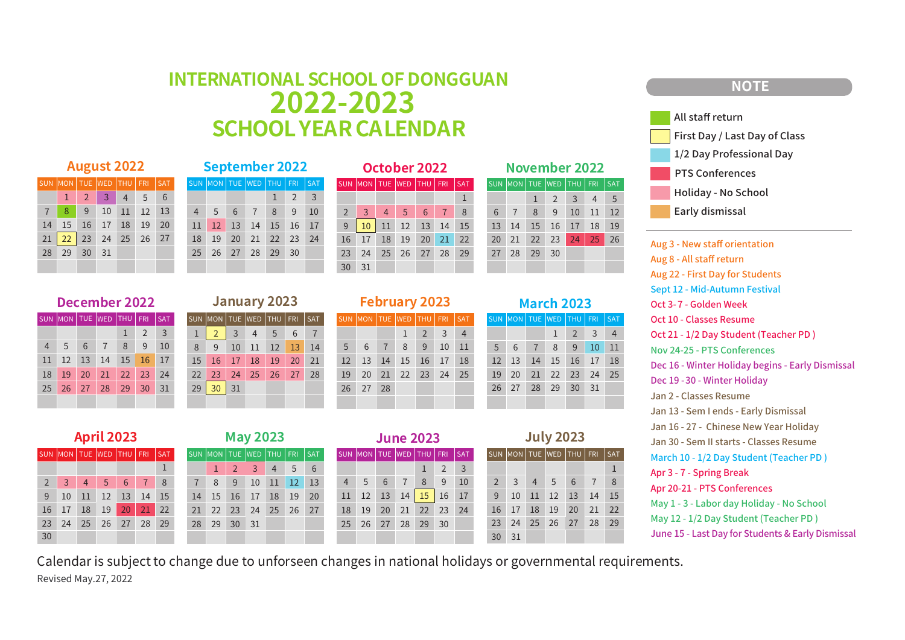# INTERNATIONAL SCHOOL OF DONGGUAN
# 2022-2023
# SCHOOL YEAR CALENDAR

### August 2022

| SUN | MON | TUE | WED | THU | FRI | SAT |
|---|---|---|---|---|---|---|
| | 1 | 2 | 3 | 4 | 5 | 6 |
| 7 | 8 | 9 | 10 | 11 | 12 | 13 |
| 14 | 15 | 16 | 17 | 18 | 19 | 20 |
| 21 | 22 | 23 | 24 | 25 | 26 | 27 |
| 28 | 29 | 30 | 31 | | | |

### September 2022

| SUN | MON | TUE | WED | THU | FRI | SAT |
|---|---|---|---|---|---|---|
| | | | | 1 | 2 | 3 |
| 4 | 5 | 6 | 7 | 8 | 9 | 10 |
| 11 | 12 | 13 | 14 | 15 | 16 | 17 |
| 18 | 19 | 20 | 21 | 22 | 23 | 24 |
| 25 | 26 | 27 | 28 | 29 | 30 | |

### October 2022

| SUN | MON | TUE | WED | THU | FRI | SAT |
|---|---|---|---|---|---|---|
| | | | | | | 1 |
| 2 | 3 | 4 | 5 | 6 | 7 | 8 |
| 9 | 10 | 11 | 12 | 13 | 14 | 15 |
| 16 | 17 | 18 | 19 | 20 | 21 | 22 |
| 23 | 24 | 25 | 26 | 27 | 28 | 29 |
| 30 | 31 | | | | | |

### November 2022

| SUN | MON | TUE | WED | THU | FRI | SAT |
|---|---|---|---|---|---|---|
| | | 1 | 2 | 3 | 4 | 5 |
| 6 | 7 | 8 | 9 | 10 | 11 | 12 |
| 13 | 14 | 15 | 16 | 17 | 18 | 19 |
| 20 | 21 | 22 | 23 | 24 | 25 | 26 |
| 27 | 28 | 29 | 30 | | | |

### December 2022

| SUN | MON | TUE | WED | THU | FRI | SAT |
|---|---|---|---|---|---|---|
| | | | | 1 | 2 | 3 |
| 4 | 5 | 6 | 7 | 8 | 9 | 10 |
| 11 | 12 | 13 | 14 | 15 | 16 | 17 |
| 18 | 19 | 20 | 21 | 22 | 23 | 24 |
| 25 | 26 | 27 | 28 | 29 | 30 | 31 |

### January 2023

| SUN | MON | TUE | WED | THU | FRI | SAT |
|---|---|---|---|---|---|---|
| 1 | 2 | 3 | 4 | 5 | 6 | 7 |
| 8 | 9 | 10 | 11 | 12 | 13 | 14 |
| 15 | 16 | 17 | 18 | 19 | 20 | 21 |
| 22 | 23 | 24 | 25 | 26 | 27 | 28 |
| 29 | 30 | 31 | | | | |

### February 2023

| SUN | MON | TUE | WED | THU | FRI | SAT |
|---|---|---|---|---|---|---|
| | | | 1 | 2 | 3 | 4 |
| 5 | 6 | 7 | 8 | 9 | 10 | 11 |
| 12 | 13 | 14 | 15 | 16 | 17 | 18 |
| 19 | 20 | 21 | 22 | 23 | 24 | 25 |
| 26 | 27 | 28 | | | | |

### March 2023

| SUN | MON | TUE | WED | THU | FRI | SAT |
|---|---|---|---|---|---|---|
| | | | 1 | 2 | 3 | 4 |
| 5 | 6 | 7 | 8 | 9 | 10 | 11 |
| 12 | 13 | 14 | 15 | 16 | 17 | 18 |
| 19 | 20 | 21 | 22 | 23 | 24 | 25 |
| 26 | 27 | 28 | 29 | 30 | 31 | |

### April 2023

| SUN | MON | TUE | WED | THU | FRI | SAT |
|---|---|---|---|---|---|---|
| | | | | | | 1 |
| 2 | 3 | 4 | 5 | 6 | 7 | 8 |
| 9 | 10 | 11 | 12 | 13 | 14 | 15 |
| 16 | 17 | 18 | 19 | 20 | 21 | 22 |
| 23 | 24 | 25 | 26 | 27 | 28 | 29 |
| 30 | | | | | | |

### May 2023

| SUN | MON | TUE | WED | THU | FRI | SAT |
|---|---|---|---|---|---|---|
| | 1 | 2 | 3 | 4 | 5 | 6 |
| 7 | 8 | 9 | 10 | 11 | 12 | 13 |
| 14 | 15 | 16 | 17 | 18 | 19 | 20 |
| 21 | 22 | 23 | 24 | 25 | 26 | 27 |
| 28 | 29 | 30 | 31 | | | |

### June 2023

| SUN | MON | TUE | WED | THU | FRI | SAT |
|---|---|---|---|---|---|---|
| | | | | 1 | 2 | 3 |
| 4 | 5 | 6 | 7 | 8 | 9 | 10 |
| 11 | 12 | 13 | 14 | 15 | 16 | 17 |
| 18 | 19 | 20 | 21 | 22 | 23 | 24 |
| 25 | 26 | 27 | 28 | 29 | 30 | |

### July 2023

| SUN | MON | TUE | WED | THU | FRI | SAT |
|---|---|---|---|---|---|---|
| | | | | | | 1 |
| 2 | 3 | 4 | 5 | 6 | 7 | 8 |
| 9 | 10 | 11 | 12 | 13 | 14 | 15 |
| 16 | 17 | 18 | 19 | 20 | 21 | 22 |
| 23 | 24 | 25 | 26 | 27 | 28 | 29 |
| 30 | 31 | | | | | |

## NOTE

- All staff return
- First Day / Last Day of Class
- 1/2 Day Professional Day
- PTS Conferences
- Holiday - No School
- Early dismissal

---

- Aug 3 - New staff orientation
- Aug 8 - All staff return
- Aug 22 - First Day for Students
- Sept 12 - Mid-Autumn Festival
- Oct 3- 7 - Golden Week
- Oct 10 - Classes Resume
- Oct 21 - 1/2 Day Student (Teacher PD )
- Nov 24-25 - PTS Conferences
- Dec 16 - Winter Holiday begins - Early Dismissal
- Dec 19 -30 - Winter Holiday
- Jan 2 - Classes Resume
- Jan 13 - Sem I ends - Early Dismissal
- Jan 16 - 27 - Chinese New Year Holiday
- Jan 30 - Sem II starts - Classes Resume
- March 10 - 1/2 Day Student (Teacher PD )
- Apr 3 - 7 - Spring Break
- Apr 20-21 - PTS Conferences
- May 1 - 3 - Labor day Holiday - No School
- May 12 - 1/2 Day Student (Teacher PD )
- June 15 - Last Day for Students & Early Dismissal

Calendar is subject to change due to unforseen changes in national holidays or governmental requirements.

Revised May.27, 2022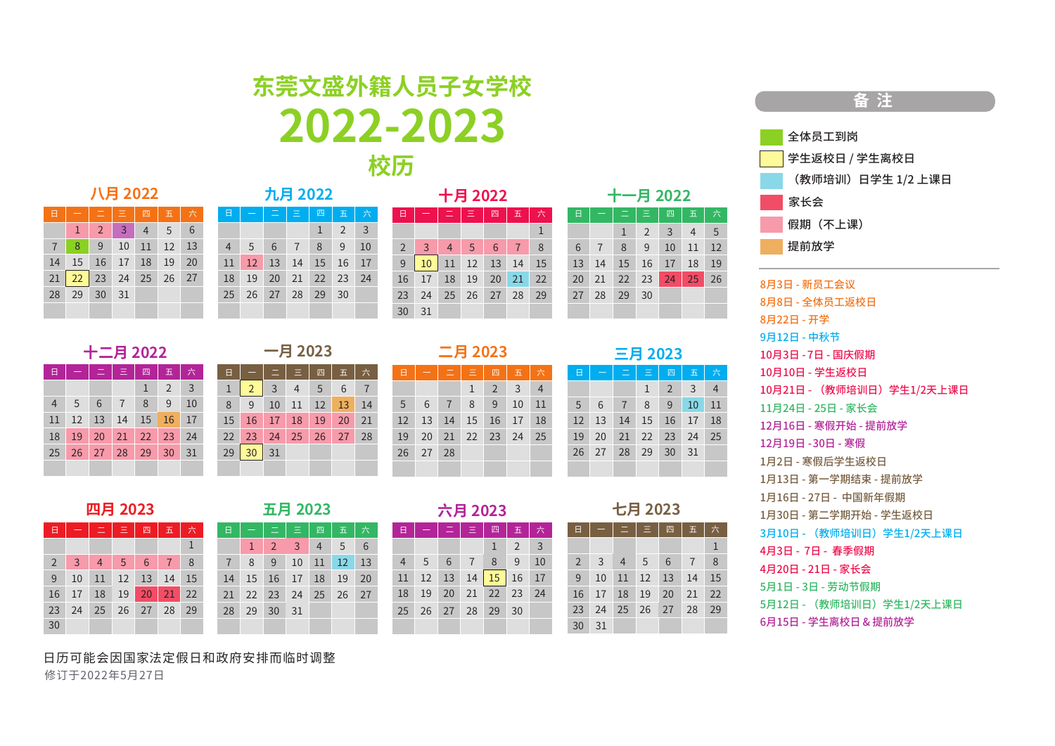# 东莞文盛外籍人员子女学校

# 2022-2023

## 校历

### 八月 2022

| 日 | 一 | 二 | 三 | 四 | 五 | 六 |
|---|---|---|---|---|---|---|
| | 1 | 2 | 3 | 4 | 5 | 6 |
| 7 | 8 | 9 | 10 | 11 | 12 | 13 |
| 14 | 15 | 16 | 17 | 18 | 19 | 20 |
| 21 | 22 | 23 | 24 | 25 | 26 | 27 |
| 28 | 29 | 30 | 31 | | | |

### 九月 2022

| 日 | 一 | 二 | 三 | 四 | 五 | 六 |
|---|---|---|---|---|---|---|
| | | | | 1 | 2 | 3 |
| 4 | 5 | 6 | 7 | 8 | 9 | 10 |
| 11 | 12 | 13 | 14 | 15 | 16 | 17 |
| 18 | 19 | 20 | 21 | 22 | 23 | 24 |
| 25 | 26 | 27 | 28 | 29 | 30 | |

### 十月 2022

| 日 | 一 | 二 | 三 | 四 | 五 | 六 |
|---|---|---|---|---|---|---|
| | | | | | | 1 |
| 2 | 3 | 4 | 5 | 6 | 7 | 8 |
| 9 | 10 | 11 | 12 | 13 | 14 | 15 |
| 16 | 17 | 18 | 19 | 20 | 21 | 22 |
| 23 | 24 | 25 | 26 | 27 | 28 | 29 |
| 30 | 31 | | | | | |

### 十一月 2022

| 日 | 一 | 二 | 三 | 四 | 五 | 六 |
|---|---|---|---|---|---|---|
| | | 1 | 2 | 3 | 4 | 5 |
| 6 | 7 | 8 | 9 | 10 | 11 | 12 |
| 13 | 14 | 15 | 16 | 17 | 18 | 19 |
| 20 | 21 | 22 | 23 | 24 | 25 | 26 |
| 27 | 28 | 29 | 30 | | | |

### 十二月 2022

| 日 | 一 | 二 | 三 | 四 | 五 | 六 |
|---|---|---|---|---|---|---|
| | | | | 1 | 2 | 3 |
| 4 | 5 | 6 | 7 | 8 | 9 | 10 |
| 11 | 12 | 13 | 14 | 15 | 16 | 17 |
| 18 | 19 | 20 | 21 | 22 | 23 | 24 |
| 25 | 26 | 27 | 28 | 29 | 30 | 31 |

### 一月 2023

| 日 | 一 | 二 | 三 | 四 | 五 | 六 |
|---|---|---|---|---|---|---|
| 1 | 2 | 3 | 4 | 5 | 6 | 7 |
| 8 | 9 | 10 | 11 | 12 | 13 | 14 |
| 15 | 16 | 17 | 18 | 19 | 20 | 21 |
| 22 | 23 | 24 | 25 | 26 | 27 | 28 |
| 29 | 30 | 31 | | | | |

### 二月 2023

| 日 | 一 | 二 | 三 | 四 | 五 | 六 |
|---|---|---|---|---|---|---|
| | | | 1 | 2 | 3 | 4 |
| 5 | 6 | 7 | 8 | 9 | 10 | 11 |
| 12 | 13 | 14 | 15 | 16 | 17 | 18 |
| 19 | 20 | 21 | 22 | 23 | 24 | 25 |
| 26 | 27 | 28 | | | | |

### 三月 2023

| 日 | 一 | 二 | 三 | 四 | 五 | 六 |
|---|---|---|---|---|---|---|
| | | | 1 | 2 | 3 | 4 |
| 5 | 6 | 7 | 8 | 9 | 10 | 11 |
| 12 | 13 | 14 | 15 | 16 | 17 | 18 |
| 19 | 20 | 21 | 22 | 23 | 24 | 25 |
| 26 | 27 | 28 | 29 | 30 | 31 | |

### 四月 2023

| 日 | 一 | 二 | 三 | 四 | 五 | 六 |
|---|---|---|---|---|---|---|
| | | | | | | 1 |
| 2 | 3 | 4 | 5 | 6 | 7 | 8 |
| 9 | 10 | 11 | 12 | 13 | 14 | 15 |
| 16 | 17 | 18 | 19 | 20 | 21 | 22 |
| 23 | 24 | 25 | 26 | 27 | 28 | 29 |
| 30 | | | | | | |

### 五月 2023

| 日 | 一 | 二 | 三 | 四 | 五 | 六 |
|---|---|---|---|---|---|---|
| | 1 | 2 | 3 | 4 | 5 | 6 |
| 7 | 8 | 9 | 10 | 11 | 12 | 13 |
| 14 | 15 | 16 | 17 | 18 | 19 | 20 |
| 21 | 22 | 23 | 24 | 25 | 26 | 27 |
| 28 | 29 | 30 | 31 | | | |

### 六月 2023

| 日 | 一 | 二 | 三 | 四 | 五 | 六 |
|---|---|---|---|---|---|---|
| | | | | 1 | 2 | 3 |
| 4 | 5 | 6 | 7 | 8 | 9 | 10 |
| 11 | 12 | 13 | 14 | 15 | 16 | 17 |
| 18 | 19 | 20 | 21 | 22 | 23 | 24 |
| 25 | 26 | 27 | 28 | 29 | 30 | |

### 七月 2023

| 日 | 一 | 二 | 三 | 四 | 五 | 六 |
|---|---|---|---|---|---|---|
| | | | | | | 1 |
| 2 | 3 | 4 | 5 | 6 | 7 | 8 |
| 9 | 10 | 11 | 12 | 13 | 14 | 15 |
| 16 | 17 | 18 | 19 | 20 | 21 | 22 |
| 23 | 24 | 25 | 26 | 27 | 28 | 29 |
| 30 | 31 | | | | | |

日历可能会因国家法定假日和政府安排而临时调整

修订于2022年5月27日

## 备 注

- 全体员工到岗
- 学生返校日 / 学生离校日
- （教师培训）日学生 1/2 上课日
- 家长会
- 假期（不上课）
- 提前放学

---

- 8月3日 - 新员工会议
- 8月8日 - 全体员工返校日
- 8月22日 - 开学
- 9月12日 - 中秋节
- 10月3日 -7日 - 国庆假期
- 10月10日 - 学生返校日
- 10月21日 - （教师培训日）学生1/2天上课日
- 11月24日 - 25日 - 家长会
- 12月16日 - 寒假开始 - 提前放学
- 12月19日 -30日 - 寒假
- 1月2日 - 寒假后学生返校日
- 1月13日 - 第一学期结束 - 提前放学
- 1月16日 - 27日 - 中国新年假期
- 1月30日 - 第二学期开始 - 学生返校日
- 3月10日 - （教师培训日）学生1/2天上课日
- 4月3日 - 7日 - 春季假期
- 4月20日 - 21日 - 家长会
- 5月1日 - 3日 - 劳动节假期
- 5月12日 - （教师培训日）学生1/2天上课日
- 6月15日 - 学生离校日 & 提前放学